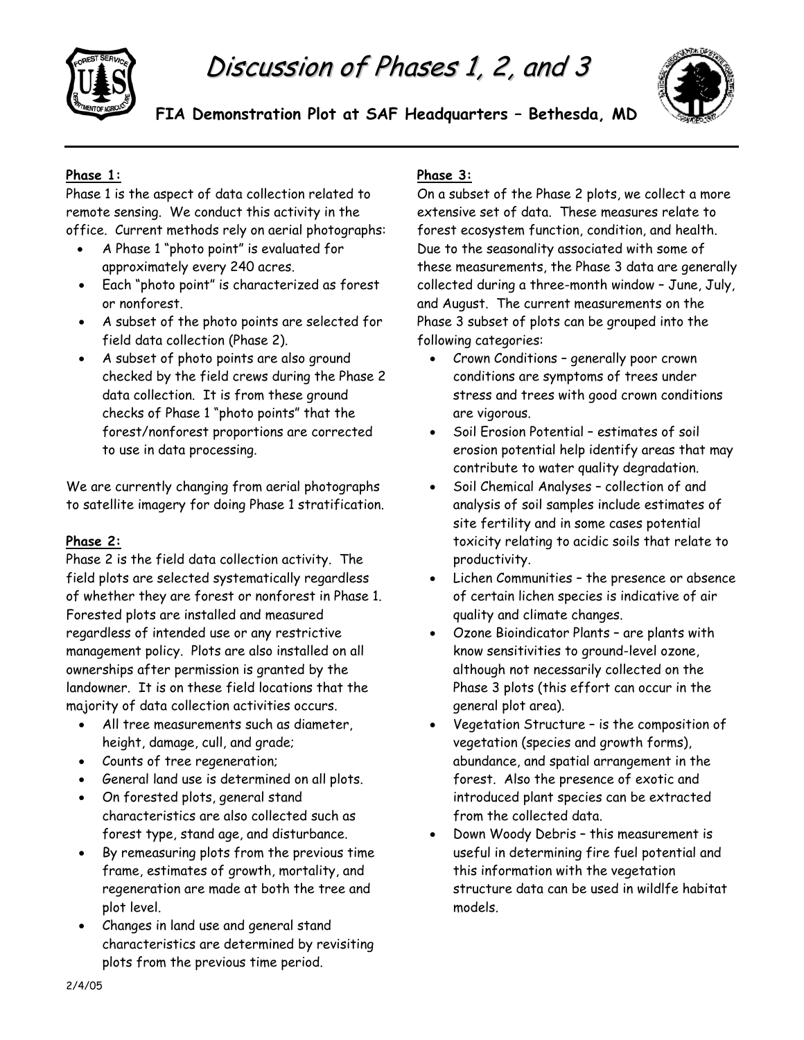# Discussion of Phases 1, 2, and 3

## FIA Demonstration Plot at SAF Headquarters – Bethesda, MD

**Phase 1:**

Phase 1 is the aspect of data collection related to remote sensing. We conduct this activity in the office. Current methods rely on aerial photographs:

- A Phase 1 "photo point" is evaluated for approximately every 240 acres.
- Each "photo point" is characterized as forest or nonforest.
- A subset of the photo points are selected for field data collection (Phase 2).
- A subset of photo points are also ground checked by the field crews during the Phase 2 data collection. It is from these ground checks of Phase 1 "photo points" that the forest/nonforest proportions are corrected to use in data processing.

We are currently changing from aerial photographs to satellite imagery for doing Phase 1 stratification.

**Phase 2:**

Phase 2 is the field data collection activity. The field plots are selected systematically regardless of whether they are forest or nonforest in Phase 1. Forested plots are installed and measured regardless of intended use or any restrictive management policy. Plots are also installed on all ownerships after permission is granted by the landowner. It is on these field locations that the majority of data collection activities occurs.

- All tree measurements such as diameter, height, damage, cull, and grade;
- Counts of tree regeneration;
- General land use is determined on all plots.
- On forested plots, general stand characteristics are also collected such as forest type, stand age, and disturbance.
- By remeasuring plots from the previous time frame, estimates of growth, mortality, and regeneration are made at both the tree and plot level.
- Changes in land use and general stand characteristics are determined by revisiting plots from the previous time period.

**Phase 3:**

On a subset of the Phase 2 plots, we collect a more extensive set of data. These measures relate to forest ecosystem function, condition, and health. Due to the seasonality associated with some of these measurements, the Phase 3 data are generally collected during a three-month window – June, July, and August. The current measurements on the Phase 3 subset of plots can be grouped into the following categories:

- Crown Conditions – generally poor crown conditions are symptoms of trees under stress and trees with good crown conditions are vigorous.
- Soil Erosion Potential – estimates of soil erosion potential help identify areas that may contribute to water quality degradation.
- Soil Chemical Analyses – collection of and analysis of soil samples include estimates of site fertility and in some cases potential toxicity relating to acidic soils that relate to productivity.
- Lichen Communities – the presence or absence of certain lichen species is indicative of air quality and climate changes.
- Ozone Bioindicator Plants – are plants with know sensitivities to ground-level ozone, although not necessarily collected on the Phase 3 plots (this effort can occur in the general plot area).
- Vegetation Structure – is the composition of vegetation (species and growth forms), abundance, and spatial arrangement in the forest. Also the presence of exotic and introduced plant species can be extracted from the collected data.
- Down Woody Debris – this measurement is useful in determining fire fuel potential and this information with the vegetation structure data can be used in wildlfe habitat models.

2/4/05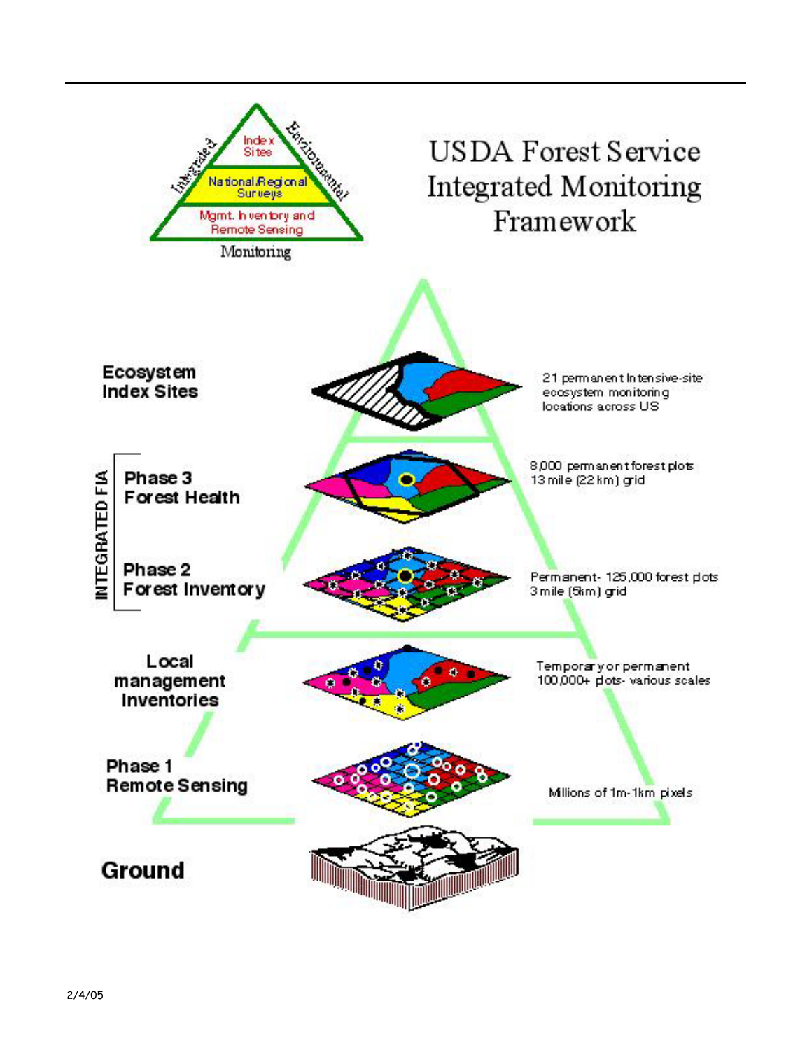# USDA Forest Service Integrated Monitoring Framework

Index Sites

National/Regional Surveys

Mgmt. Inventory and Remote Sensing

Integrated

Environmental

Monitoring

**Ecosystem Index Sites**

21 permanent Intensive-site ecosystem monitoring locations across US

**INTEGRATED FIA**

**Phase 3 Forest Health**

8,000 permanent forest plots 13 mile (22 km) grid

**Phase 2 Forest Inventory**

Permanent- 125,000 forest plots 3 mile (5km) grid

**Local management Inventories**

Temporary or permanent 100,000+ plots- various scales

**Phase 1 Remote Sensing**

Millions of 1m-1km pixels

**Ground**

2/4/05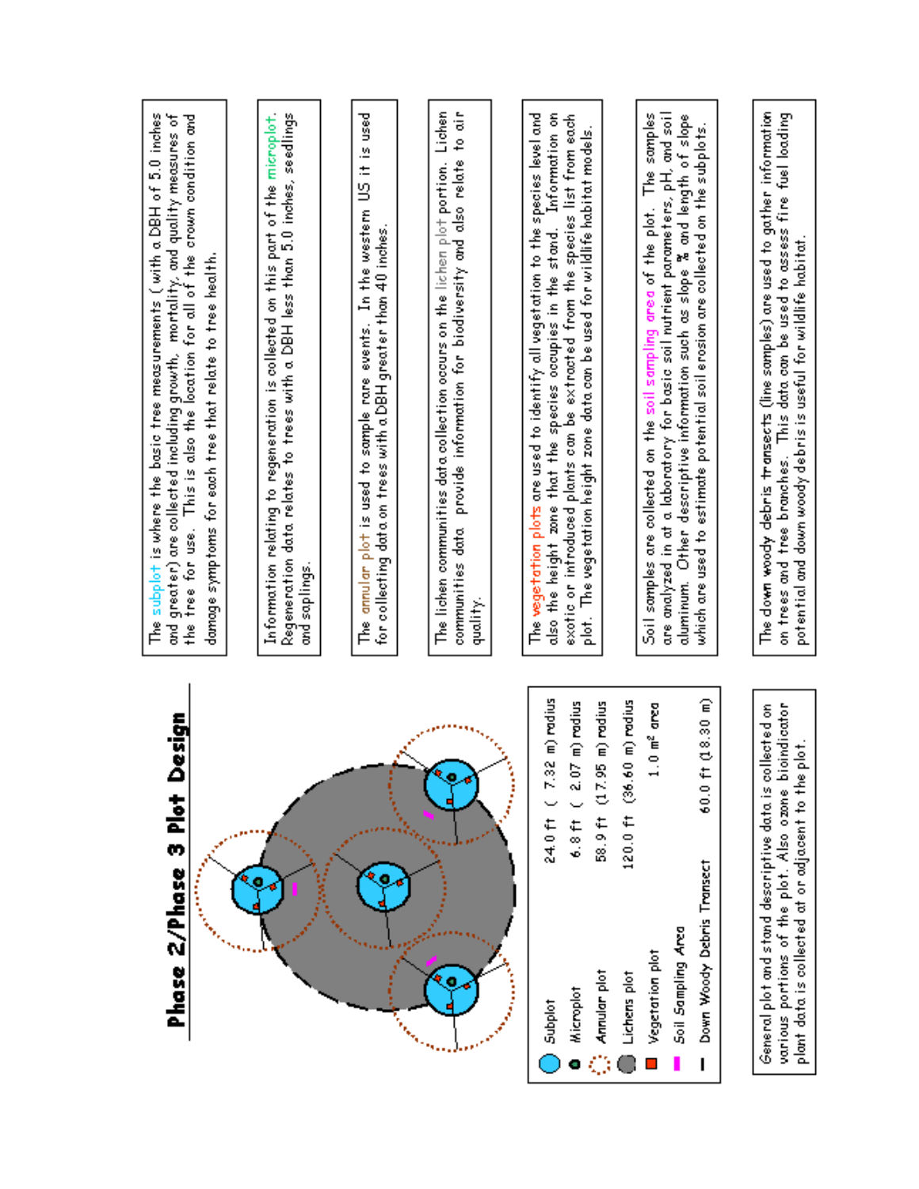# Phase 2/Phase 3 Plot Design

Subplot 24.0 ft ( 7.32 m) radius

Micropiot 6.8 ft ( 2.07 m) radius

Annular plot 58.9 ft (17.95 m) radius

Lichens plot 120.0 ft (36.60 m) radius

Vegetation plot 1.0 $m^2$ area

Soil Sampling Area

Down Woody Debris Transect 60.0 ft (18.30 m)

General plot and stand descriptive data is collected on various portions of the plot. Also ozone bioindicator plant data is collected at or adjacent to the plot.

The subplot is where the basic tree measurements ( with a DBH of 5.0 inches and greater) are collected including growth, mortality, and quality measures of the tree for use. This is also the location for all of the crown condition and damage symptoms for each tree that relate to tree health.

Information relating to regeneration is collected on this part of the microplot. Regeneration data relates to trees with a DBH less than 5.0 inches, seedlings and saplings.

The annular plot is used to sample rare events. In the western US it is used for collecting data on trees with a DBH greater than 40 inches.

The lichen communities data collection occurs on the lichen plot portion. Lichen communities data provide information for biodiversity and also relate to air quality.

The vegetation plots are used to identify all vegetation to the species level and also the height zone that the species occupies in the stand. Information on exotic or introduced plants can be extracted from the species list from each plot. The vegetation height zone data can be used for wildlife habitat models.

Soil samples are collected on the soil sampling area of the plot. The samples are analyzed in at a laboratory for basic soil nutrient parameters, pH, and soil aluminum. Other descriptive information such as slope % and length of slope which are used to estimate potential soil erosion are collected on the subplots.

The down woody debris transects (line samples) are used to gather information on trees and tree branches. This data can be used to assess fire fuel loading potential and down woody debris is useful for wildlife habitat.